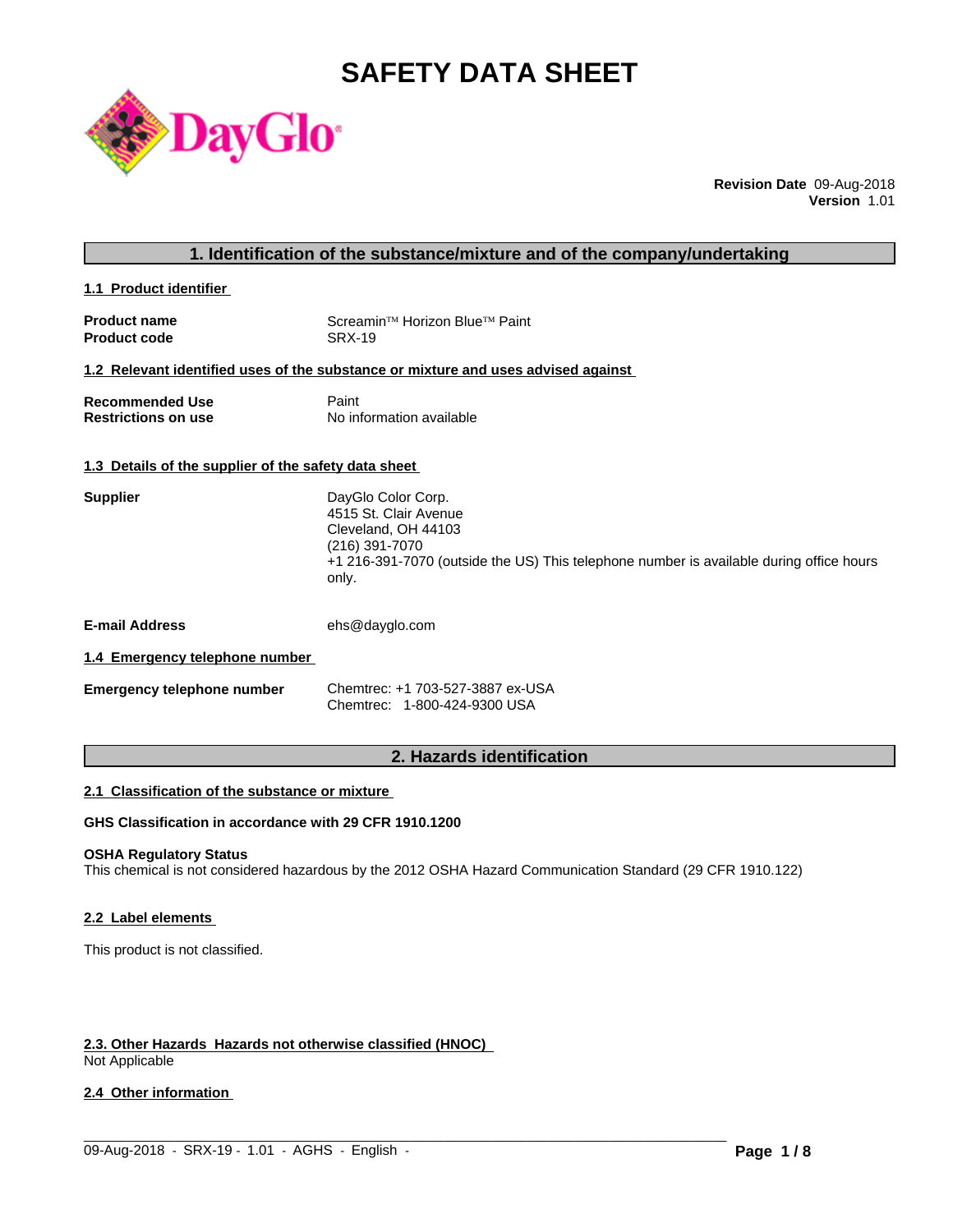# SAFETY DATA SHEET

**Revision Date** 09-Aug-2018
**Version** 1.01

## 1. Identification of the substance/mixture and of the company/undertaking

### 1.1 Product identifier

**Product name** Screamin™ Horizon Blue™ Paint
**Product code** SRX-19

### 1.2 Relevant identified uses of the substance or mixture and uses advised against

**Recommended Use** Paint
**Restrictions on use** No information available

### 1.3 Details of the supplier of the safety data sheet

**Supplier**
DayGlo Color Corp.
4515 St. Clair Avenue
Cleveland, OH 44103
(216) 391-7070
+1 216-391-7070 (outside the US) This telephone number is available during office hours only.

**E-mail Address** ehs@dayglo.com

### 1.4 Emergency telephone number

**Emergency telephone number**
Chemtrec: +1 703-527-3887 ex-USA
Chemtrec: 1-800-424-9300 USA

## 2. Hazards identification

### 2.1 Classification of the substance or mixture

**GHS Classification in accordance with 29 CFR 1910.1200**

**OSHA Regulatory Status**
This chemical is not considered hazardous by the 2012 OSHA Hazard Communication Standard (29 CFR 1910.122)

### 2.2 Label elements

This product is not classified.

### 2.3. Other Hazards Hazards not otherwise classified (HNOC)

Not Applicable

### 2.4 Other information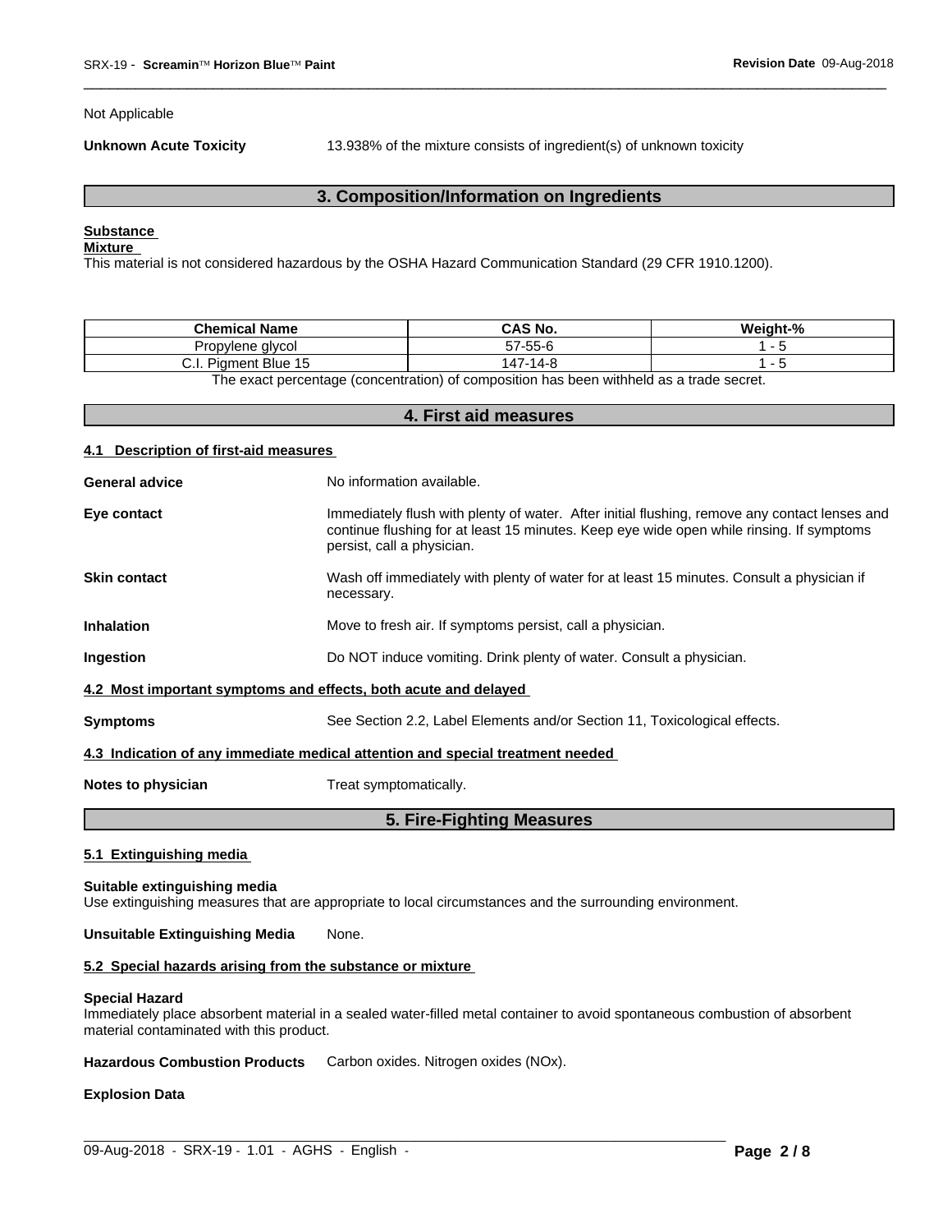Not Applicable

**Unknown Acute Toxicity** 13.938% of the mixture consists of ingredient(s) of unknown toxicity

## 3. Composition/Information on Ingredients

**Substance**
**Mixture**
This material is not considered hazardous by the OSHA Hazard Communication Standard (29 CFR 1910.1200).

| Chemical Name | CAS No. | Weight-% |
|---|---|---|
| Propylene glycol | 57-55-6 | 1 - 5 |
| C.I. Pigment Blue 15 | 147-14-8 | 1 - 5 |

The exact percentage (concentration) of composition has been withheld as a trade secret.

## 4. First aid measures

### 4.1 Description of first-aid measures

**General advice** No information available.

**Eye contact** Immediately flush with plenty of water. After initial flushing, remove any contact lenses and continue flushing for at least 15 minutes. Keep eye wide open while rinsing. If symptoms persist, call a physician.

**Skin contact** Wash off immediately with plenty of water for at least 15 minutes. Consult a physician if necessary.

**Inhalation** Move to fresh air. If symptoms persist, call a physician.

**Ingestion** Do NOT induce vomiting. Drink plenty of water. Consult a physician.

### 4.2 Most important symptoms and effects, both acute and delayed

**Symptoms** See Section 2.2, Label Elements and/or Section 11, Toxicological effects.

### 4.3 Indication of any immediate medical attention and special treatment needed

**Notes to physician** Treat symptomatically.

## 5. Fire-Fighting Measures

### 5.1 Extinguishing media

**Suitable extinguishing media**
Use extinguishing measures that are appropriate to local circumstances and the surrounding environment.

**Unsuitable Extinguishing Media** None.

### 5.2 Special hazards arising from the substance or mixture

**Special Hazard**
Immediately place absorbent material in a sealed water-filled metal container to avoid spontaneous combustion of absorbent material contaminated with this product.

**Hazardous Combustion Products** Carbon oxides. Nitrogen oxides (NOx).

**Explosion Data**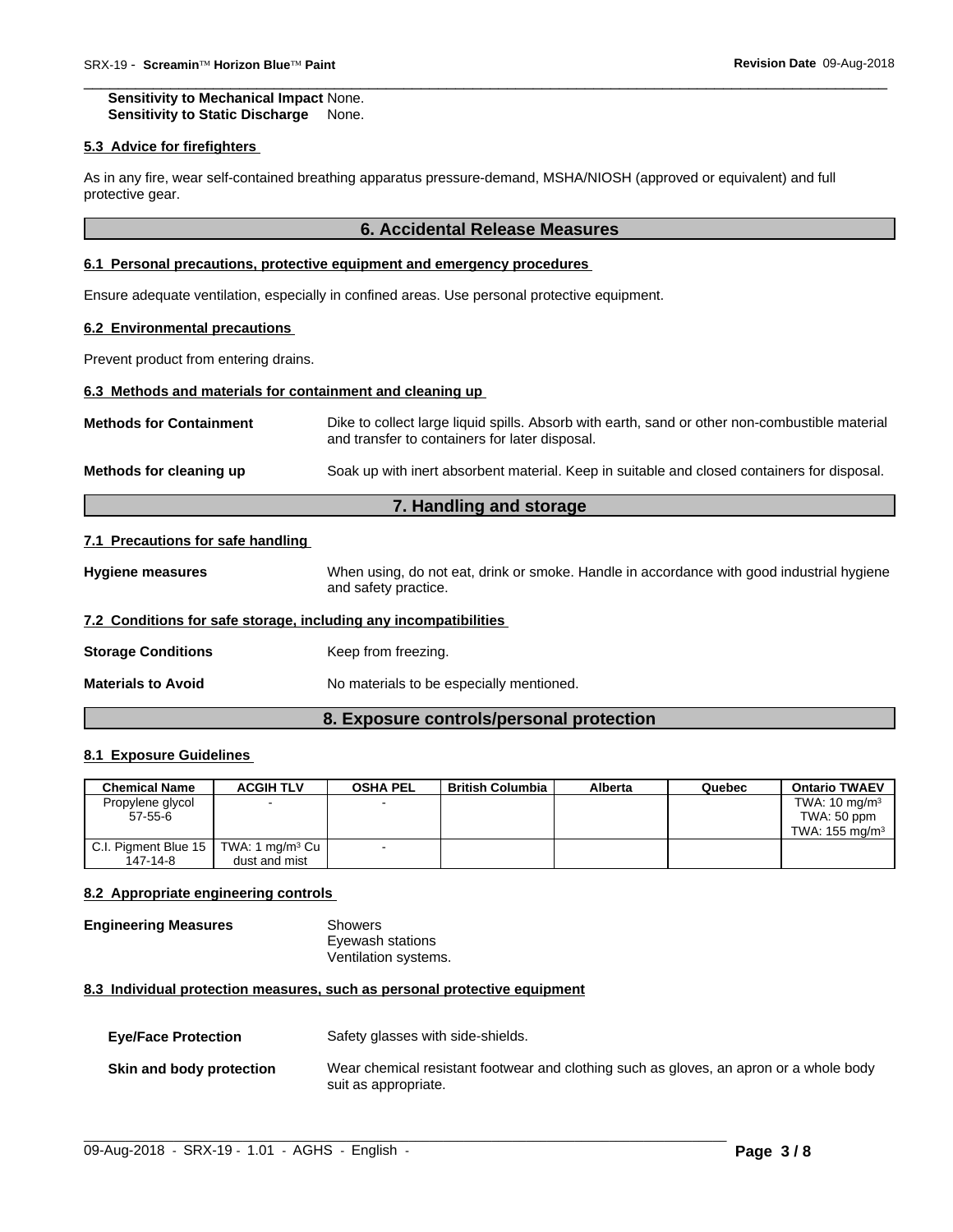**Sensitivity to Mechanical Impact** None.
**Sensitivity to Static Discharge** None.

#### 5.3 Advice for firefighters

As in any fire, wear self-contained breathing apparatus pressure-demand, MSHA/NIOSH (approved or equivalent) and full protective gear.

## 6. Accidental Release Measures

#### 6.1 Personal precautions, protective equipment and emergency procedures

Ensure adequate ventilation, especially in confined areas. Use personal protective equipment.

#### 6.2 Environmental precautions

Prevent product from entering drains.

#### 6.3 Methods and materials for containment and cleaning up

**Methods for Containment** Dike to collect large liquid spills. Absorb with earth, sand or other non-combustible material and transfer to containers for later disposal.

**Methods for cleaning up** Soak up with inert absorbent material. Keep in suitable and closed containers for disposal.

## 7. Handling and storage

#### 7.1 Precautions for safe handling

**Hygiene measures** When using, do not eat, drink or smoke. Handle in accordance with good industrial hygiene and safety practice.

#### 7.2 Conditions for safe storage, including any incompatibilities

**Storage Conditions** Keep from freezing.

**Materials to Avoid** No materials to be especially mentioned.

## 8. Exposure controls/personal protection

#### 8.1 Exposure Guidelines

| Chemical Name | ACGIH TLV | OSHA PEL | British Columbia | Alberta | Quebec | Ontario TWAEV |
|---|---|---|---|---|---|---|
| Propylene glycol 57-55-6 | - | - | | | | TWA: 10 mg/m³ TWA: 50 ppm TWA: 155 mg/m³ |
| C.I. Pigment Blue 15 147-14-8 | TWA: 1 mg/m³ Cu dust and mist | - | | | | |

#### 8.2 Appropriate engineering controls

**Engineering Measures** Showers
Eyewash stations
Ventilation systems.

#### 8.3 Individual protection measures, such as personal protective equipment

**Eye/Face Protection** Safety glasses with side-shields.

**Skin and body protection** Wear chemical resistant footwear and clothing such as gloves, an apron or a whole body suit as appropriate.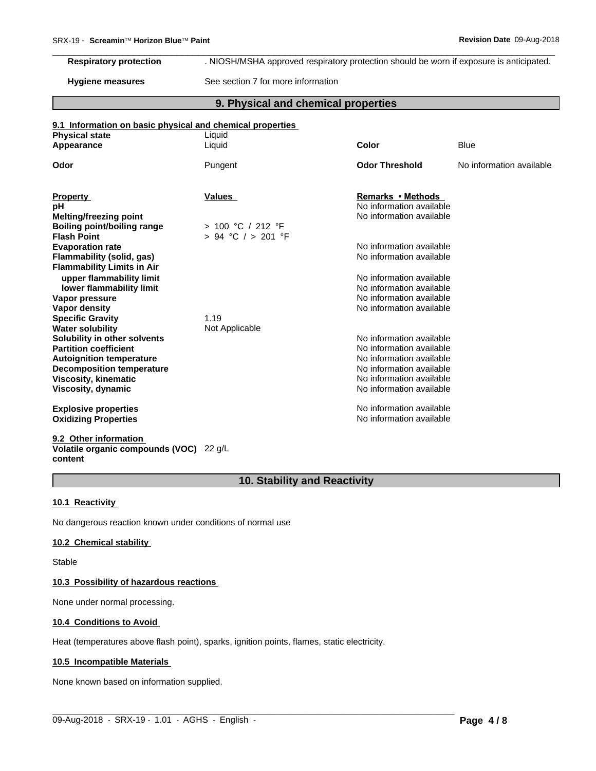| | |
|---|---|
| **Respiratory protection** | . NIOSH/MSHA approved respiratory protection should be worn if exposure is anticipated. |
| **Hygiene measures** | See section 7 for more information |

## 9. Physical and chemical properties

### 9.1 Information on basic physical and chemical properties

| | | | |
|---|---|---|---|
| **Physical state** | Liquid | | |
| **Appearance** | Liquid | **Color** | Blue |
| **Odor** | Pungent | **Odor Threshold** | No information available |

| **Property** | **Values** | **Remarks • Methods** |
|---|---|---|
| **pH** | | No information available |
| **Melting/freezing point** | | No information available |
| **Boiling point/boiling range** | > 100 °C / 212 °F | |
| **Flash Point** | > 94 °C / > 201 °F | |
| **Evaporation rate** | | No information available |
| **Flammability (solid, gas)** | | No information available |
| **Flammability Limits in Air** | | |
| **upper flammability limit** | | No information available |
| **lower flammability limit** | | No information available |
| **Vapor pressure** | | No information available |
| **Vapor density** | | No information available |
| **Specific Gravity** | 1.19 | |
| **Water solubility** | Not Applicable | |
| **Solubility in other solvents** | | No information available |
| **Partition coefficient** | | No information available |
| **Autoignition temperature** | | No information available |
| **Decomposition temperature** | | No information available |
| **Viscosity, kinematic** | | No information available |
| **Viscosity, dynamic** | | No information available |
| **Explosive properties** | | No information available |
| **Oxidizing Properties** | | No information available |

### 9.2 Other information

**Volatile organic compounds (VOC) content** 22 g/L

## 10. Stability and Reactivity

### 10.1 Reactivity

No dangerous reaction known under conditions of normal use

### 10.2 Chemical stability

Stable

### 10.3 Possibility of hazardous reactions

None under normal processing.

### 10.4 Conditions to Avoid

Heat (temperatures above flash point), sparks, ignition points, flames, static electricity.

### 10.5 Incompatible Materials

None known based on information supplied.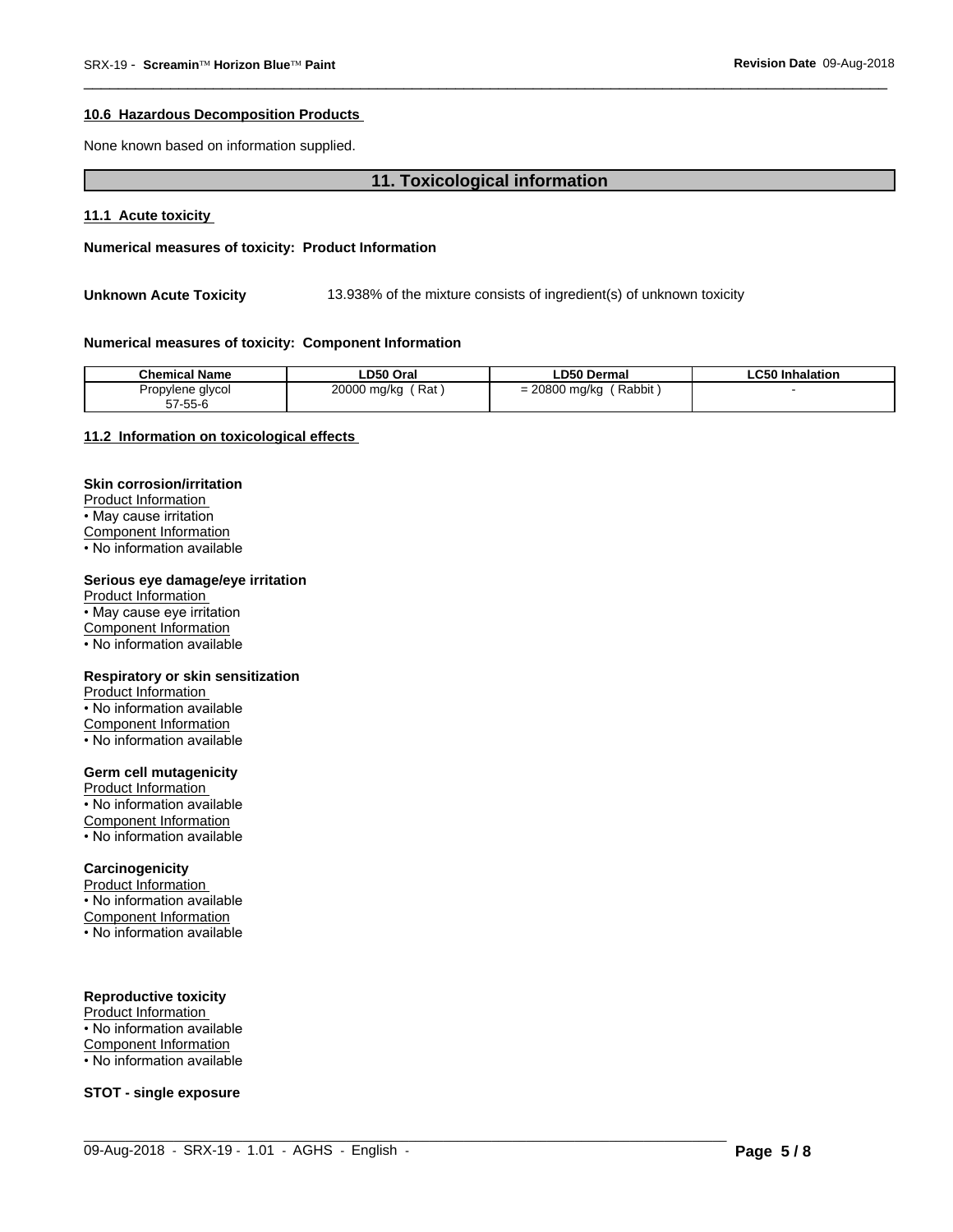#### 10.6 Hazardous Decomposition Products

None known based on information supplied.

## 11. Toxicological information

#### 11.1 Acute toxicity

**Numerical measures of toxicity: Product Information**

**Unknown Acute Toxicity** 13.938% of the mixture consists of ingredient(s) of unknown toxicity

**Numerical measures of toxicity: Component Information**

| Chemical Name | LD50 Oral | LD50 Dermal | LC50 Inhalation |
|---|---|---|---|
| Propylene glycol<br>57-55-6 | 20000 mg/kg ( Rat ) | = 20800 mg/kg ( Rabbit ) | - |

#### 11.2 Information on toxicological effects

**Skin corrosion/irritation**
Product Information
• May cause irritation
Component Information
• No information available

**Serious eye damage/eye irritation**
Product Information
• May cause eye irritation
Component Information
• No information available

**Respiratory or skin sensitization**
Product Information
• No information available
Component Information
• No information available

**Germ cell mutagenicity**
Product Information
• No information available
Component Information
• No information available

**Carcinogenicity**
Product Information
• No information available
Component Information
• No information available

**Reproductive toxicity**
Product Information
• No information available
Component Information
• No information available

**STOT - single exposure**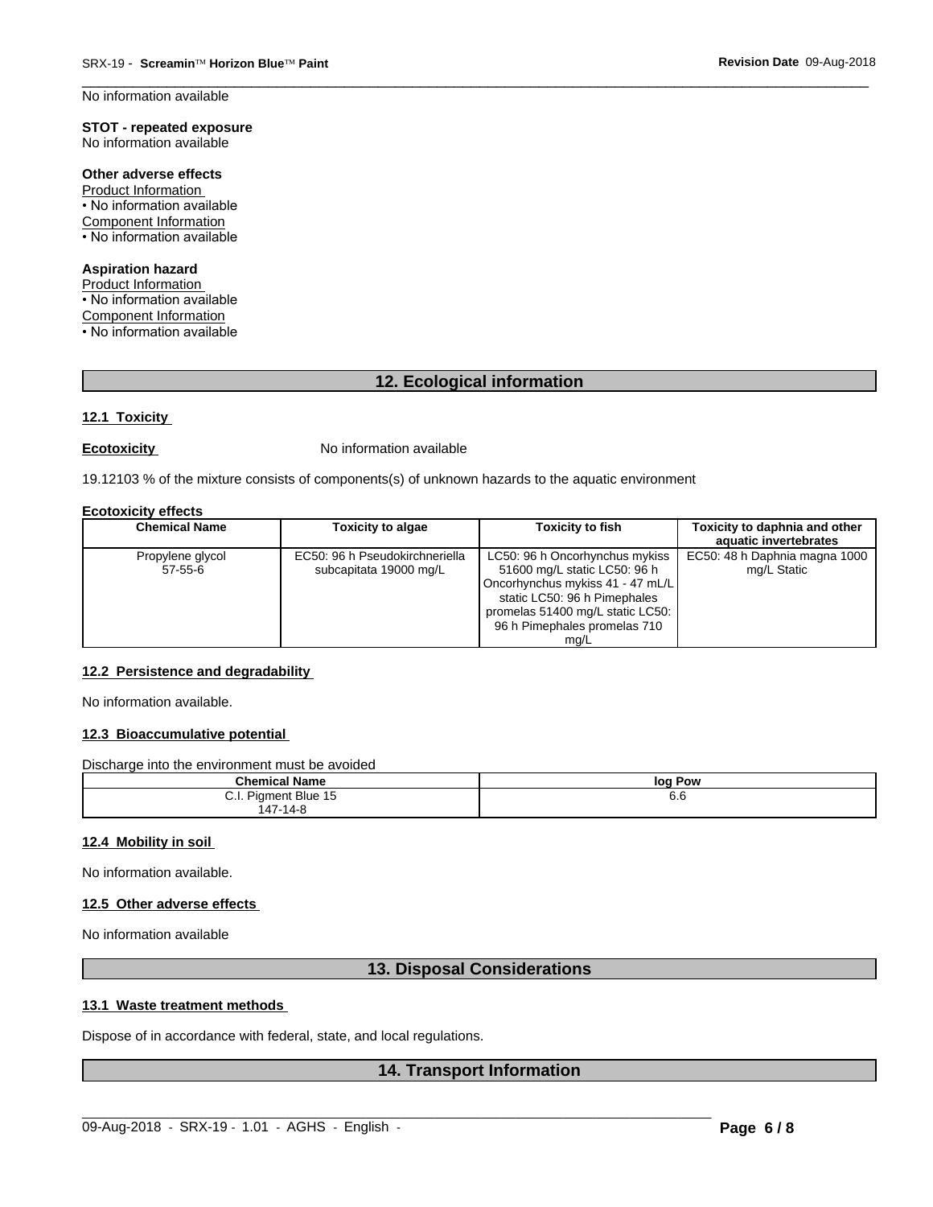No information available

**STOT - repeated exposure**
No information available

**Other adverse effects**
Product Information
• No information available
Component Information
• No information available

**Aspiration hazard**
Product Information
• No information available
Component Information
• No information available

## 12. Ecological information

### 12.1 Toxicity

**Ecotoxicity** No information available

19.12103 % of the mixture consists of components(s) of unknown hazards to the aquatic environment

**Ecotoxicity effects**

| Chemical Name | Toxicity to algae | Toxicity to fish | Toxicity to daphnia and other aquatic invertebrates |
|---|---|---|---|
| Propylene glycol 57-55-6 | EC50: 96 h Pseudokirchneriella subcapitata 19000 mg/L | LC50: 96 h Oncorhynchus mykiss 51600 mg/L static LC50: 96 h Oncorhynchus mykiss 41 - 47 mL/L static LC50: 96 h Pimephales promelas 51400 mg/L static LC50: 96 h Pimephales promelas 710 mg/L | EC50: 48 h Daphnia magna 1000 mg/L Static |

### 12.2 Persistence and degradability

No information available.

### 12.3 Bioaccumulative potential

Discharge into the environment must be avoided

| Chemical Name | log Pow |
|---|---|
| C.I. Pigment Blue 15 147-14-8 | 6.6 |

### 12.4 Mobility in soil

No information available.

### 12.5 Other adverse effects

No information available

## 13. Disposal Considerations

### 13.1 Waste treatment methods

Dispose of in accordance with federal, state, and local regulations.

## 14. Transport Information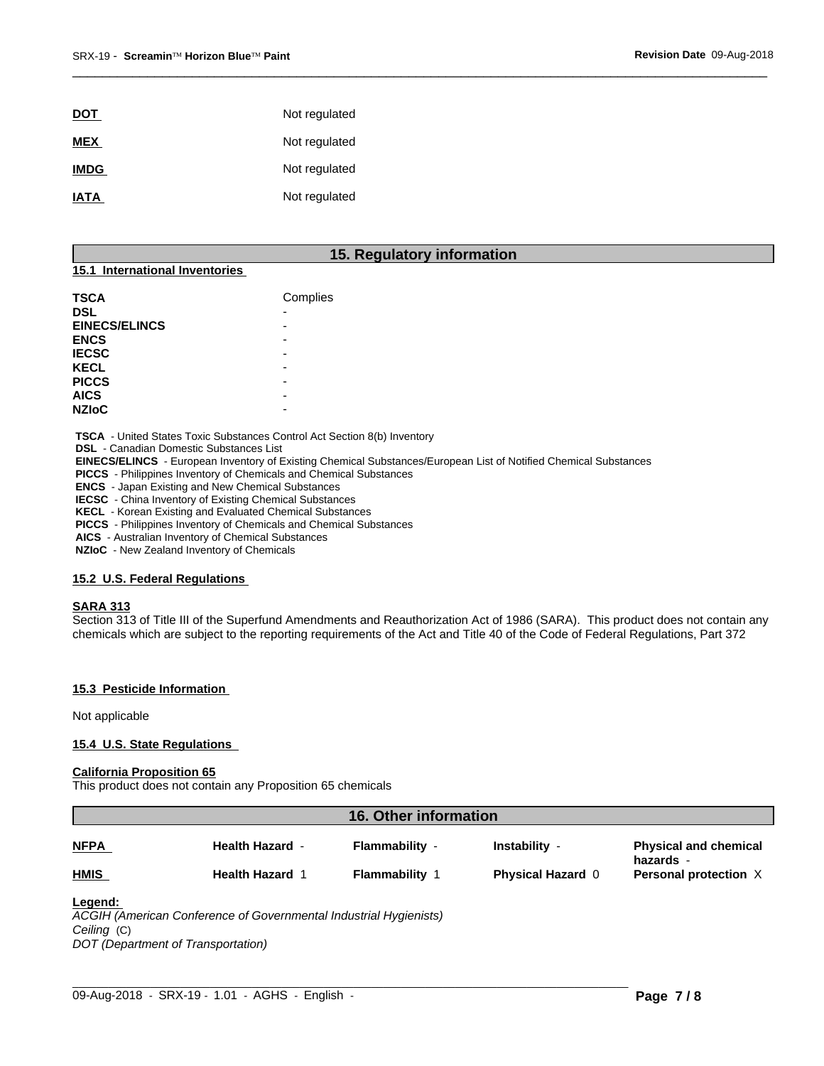| | |
|---|---|
| **DOT** | Not regulated |
| **MEX** | Not regulated |
| **IMDG** | Not regulated |
| **IATA** | Not regulated |

## 15. Regulatory information

### 15.1 International Inventories

| | |
|---|---|
| **TSCA** | Complies |
| **DSL** | - |
| **EINECS/ELINCS** | - |
| **ENCS** | - |
| **IECSC** | - |
| **KECL** | - |
| **PICCS** | - |
| **AICS** | - |
| **NZIoC** | - |

**TSCA** - United States Toxic Substances Control Act Section 8(b) Inventory
**DSL** - Canadian Domestic Substances List
**EINECS/ELINCS** - European Inventory of Existing Chemical Substances/European List of Notified Chemical Substances
**PICCS** - Philippines Inventory of Chemicals and Chemical Substances
**ENCS** - Japan Existing and New Chemical Substances
**IECSC** - China Inventory of Existing Chemical Substances
**KECL** - Korean Existing and Evaluated Chemical Substances
**PICCS** - Philippines Inventory of Chemicals and Chemical Substances
**AICS** - Australian Inventory of Chemical Substances
**NZIoC** - New Zealand Inventory of Chemicals

### 15.2 U.S. Federal Regulations

**SARA 313**
Section 313 of Title III of the Superfund Amendments and Reauthorization Act of 1986 (SARA). This product does not contain any chemicals which are subject to the reporting requirements of the Act and Title 40 of the Code of Federal Regulations, Part 372

### 15.3 Pesticide Information

Not applicable

### 15.4 U.S. State Regulations

**California Proposition 65**
This product does not contain any Proposition 65 chemicals

## 16. Other information

| | | | | |
|---|---|---|---|---|
| **NFPA** | **Health Hazard** - | **Flammability** - | **Instability** - | **Physical and chemical hazards** - |
| **HMIS** | **Health Hazard** 1 | **Flammability** 1 | **Physical Hazard** 0 | **Personal protection** X |

**Legend:**
*ACGIH (American Conference of Governmental Industrial Hygienists)*
*Ceiling* (C)
*DOT (Department of Transportation)*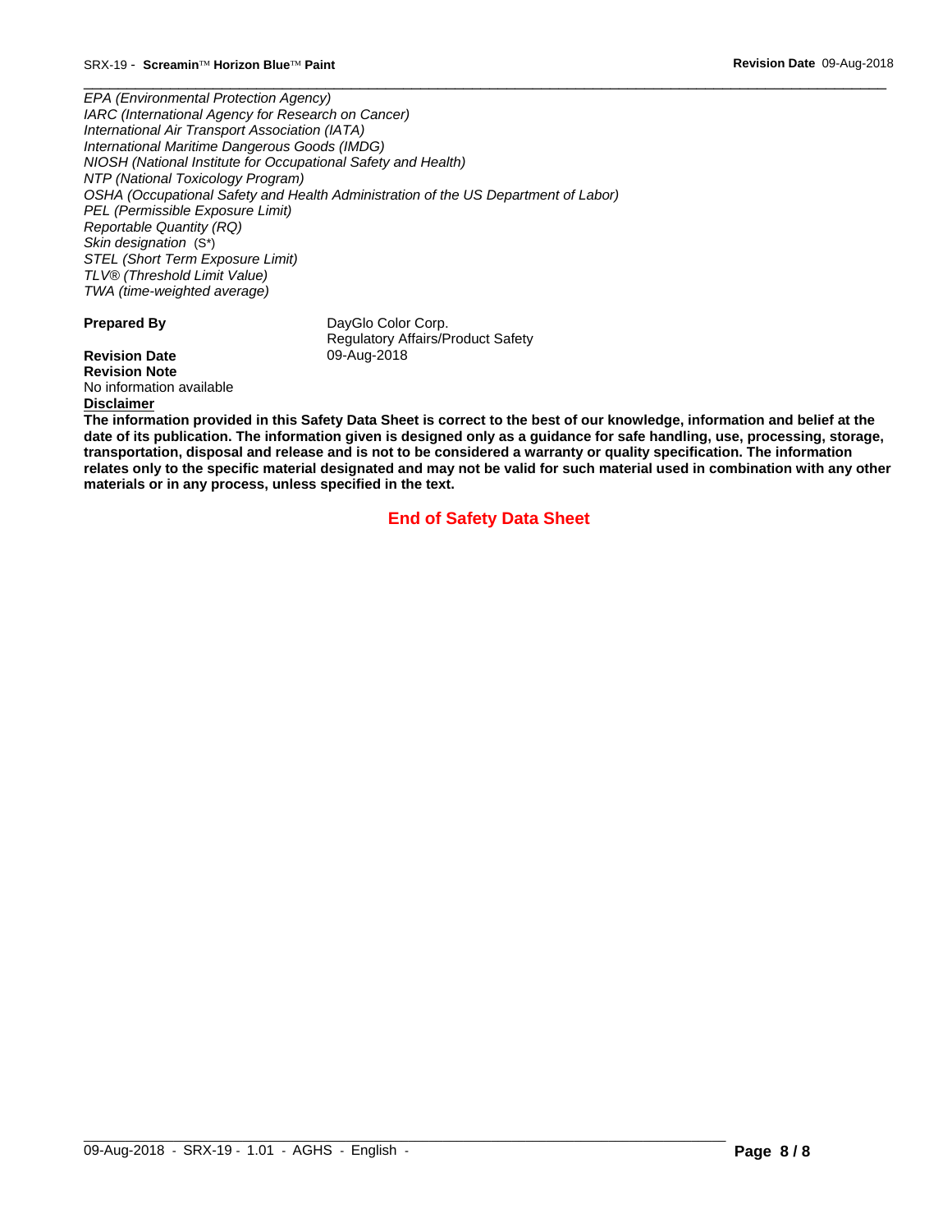*EPA (Environmental Protection Agency)*
*IARC (International Agency for Research on Cancer)*
*International Air Transport Association (IATA)*
*International Maritime Dangerous Goods (IMDG)*
*NIOSH (National Institute for Occupational Safety and Health)*
*NTP (National Toxicology Program)*
*OSHA (Occupational Safety and Health Administration of the US Department of Labor)*
*PEL (Permissible Exposure Limit)*
*Reportable Quantity (RQ)*
*Skin designation* (S*)
*STEL (Short Term Exposure Limit)*
*TLV® (Threshold Limit Value)*
*TWA (time-weighted average)*

**Prepared By** DayGlo Color Corp.
Regulatory Affairs/Product Safety

**Revision Date** 09-Aug-2018

**Revision Note**
No information available

**Disclaimer**

**The information provided in this Safety Data Sheet is correct to the best of our knowledge, information and belief at the date of its publication. The information given is designed only as a guidance for safe handling, use, processing, storage, transportation, disposal and release and is not to be considered a warranty or quality specification. The information relates only to the specific material designated and may not be valid for such material used in combination with any other materials or in any process, unless specified in the text.**

**End of Safety Data Sheet**